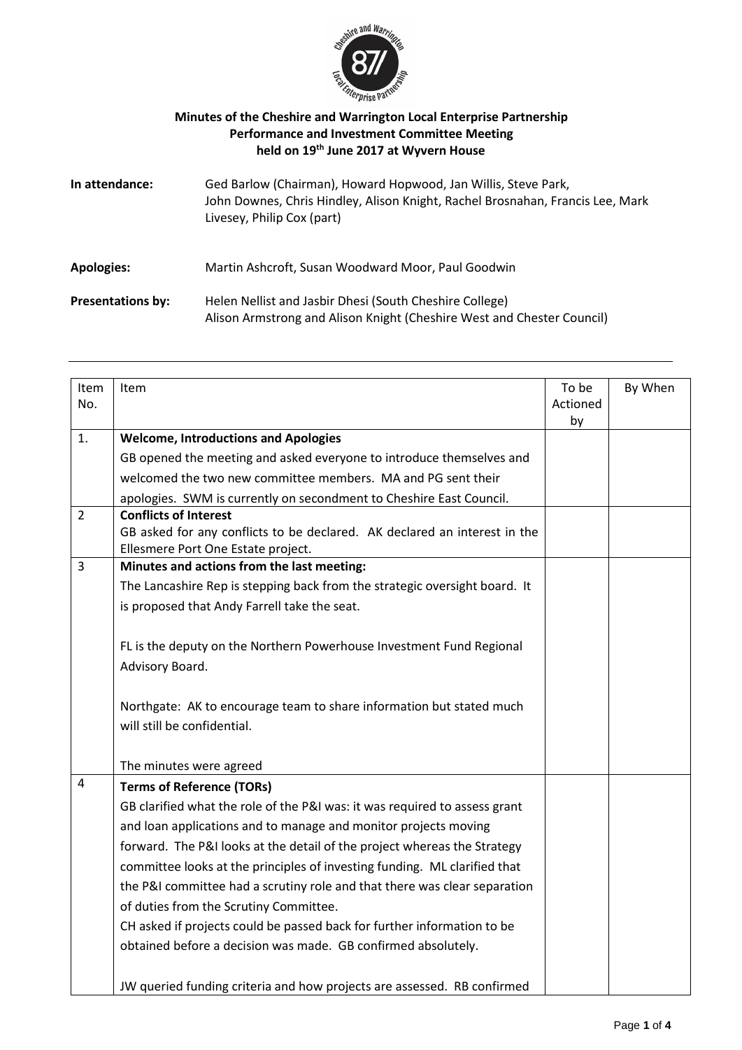**Minutes of the Cheshire and Warrington Local Enterprise Partnership Performance and Investment Committee Meeting held on 19th June 2017 at Wyvern House**

**In attendance:** Ged Barlow (Chairman), Howard Hopwood, Jan Willis, Steve Park, John Downes, Chris Hindley, Alison Knight, Rachel Brosnahan, Francis Lee, Mark Livesey, Philip Cox (part)

**Apologies:** Martin Ashcroft, Susan Woodward Moor, Paul Goodwin

**Presentations by:** Helen Nellist and Jasbir Dhesi (South Cheshire College)
Alison Armstrong and Alison Knight (Cheshire West and Chester Council)

| Item No. | Item | To be Actioned by | By When |
|---|---|---|---|
| 1. | **Welcome, Introductions and Apologies**<br>GB opened the meeting and asked everyone to introduce themselves and welcomed the two new committee members. MA and PG sent their apologies. SWM is currently on secondment to Cheshire East Council. | | |
| 2 | **Conflicts of Interest**<br>GB asked for any conflicts to be declared. AK declared an interest in the Ellesmere Port One Estate project. | | |
| 3 | **Minutes and actions from the last meeting:**<br>The Lancashire Rep is stepping back from the strategic oversight board. It is proposed that Andy Farrell take the seat.<br><br>FL is the deputy on the Northern Powerhouse Investment Fund Regional Advisory Board.<br><br>Northgate: AK to encourage team to share information but stated much will still be confidential.<br><br>The minutes were agreed | | |
| 4 | **Terms of Reference (TORs)**<br>GB clarified what the role of the P&I was: it was required to assess grant and loan applications and to manage and monitor projects moving forward. The P&I looks at the detail of the project whereas the Strategy committee looks at the principles of investing funding. ML clarified that the P&I committee had a scrutiny role and that there was clear separation of duties from the Scrutiny Committee.<br>CH asked if projects could be passed back for further information to be obtained before a decision was made. GB confirmed absolutely.<br><br>JW queried funding criteria and how projects are assessed. RB confirmed | | |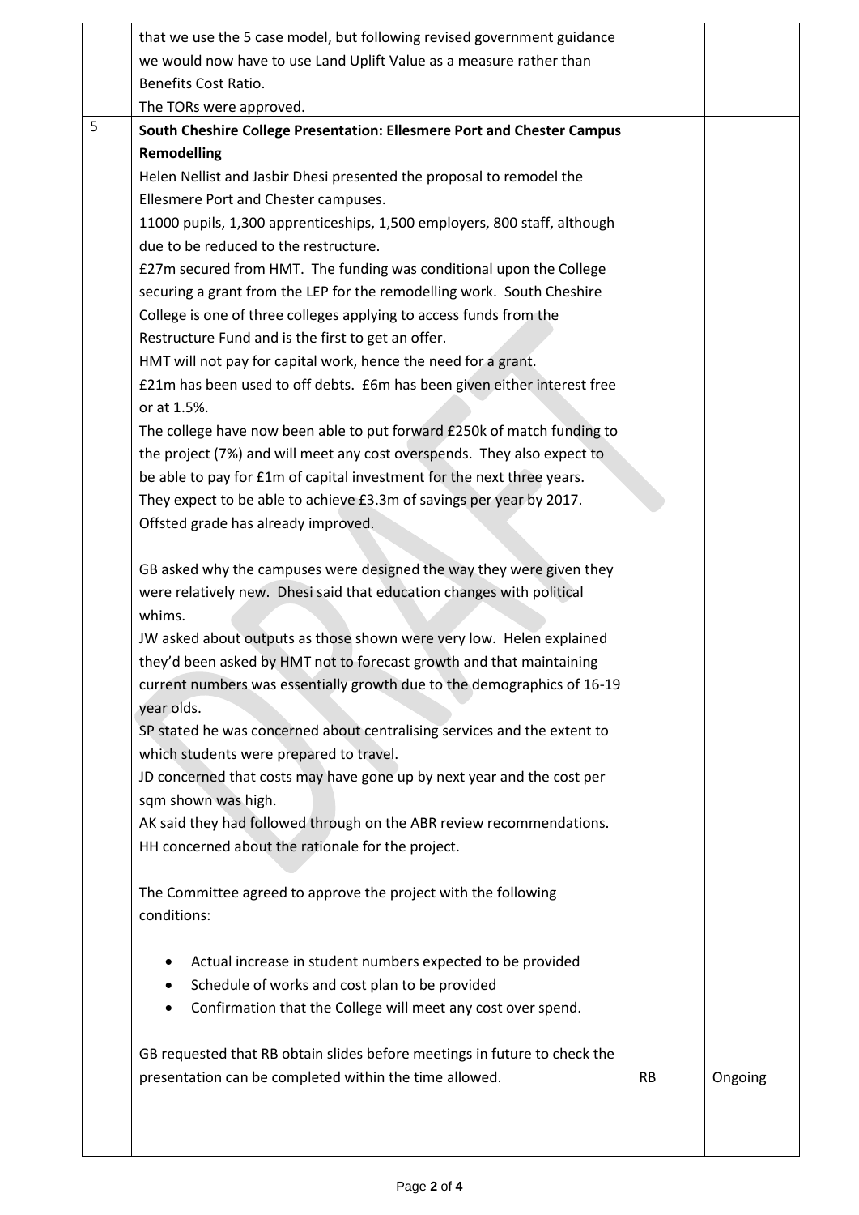| | | | |
|---|---|---|---|
| | that we use the 5 case model, but following revised government guidance we would now have to use Land Uplift Value as a measure rather than Benefits Cost Ratio.<br>The TORs were approved. | | |
| 5 | **South Cheshire College Presentation: Ellesmere Port and Chester Campus Remodelling**<br>Helen Nellist and Jasbir Dhesi presented the proposal to remodel the Ellesmere Port and Chester campuses.<br>11000 pupils, 1,300 apprenticeships, 1,500 employers, 800 staff, although due to be reduced to the restructure.<br>£27m secured from HMT. The funding was conditional upon the College securing a grant from the LEP for the remodelling work. South Cheshire College is one of three colleges applying to access funds from the Restructure Fund and is the first to get an offer.<br>HMT will not pay for capital work, hence the need for a grant.<br>£21m has been used to off debts. £6m has been given either interest free or at 1.5%.<br>The college have now been able to put forward £250k of match funding to the project (7%) and will meet any cost overspends. They also expect to be able to pay for £1m of capital investment for the next three years.<br>They expect to be able to achieve £3.3m of savings per year by 2017.<br>Offsted grade has already improved.<br><br>GB asked why the campuses were designed the way they were given they were relatively new. Dhesi said that education changes with political whims.<br>JW asked about outputs as those shown were very low. Helen explained they'd been asked by HMT not to forecast growth and that maintaining current numbers was essentially growth due to the demographics of 16-19 year olds.<br>SP stated he was concerned about centralising services and the extent to which students were prepared to travel.<br>JD concerned that costs may have gone up by next year and the cost per sqm shown was high.<br>AK said they had followed through on the ABR review recommendations.<br>HH concerned about the rationale for the project.<br><br>The Committee agreed to approve the project with the following conditions:<br><br>• Actual increase in student numbers expected to be provided<br>• Schedule of works and cost plan to be provided<br>• Confirmation that the College will meet any cost over spend.<br><br>GB requested that RB obtain slides before meetings in future to check the presentation can be completed within the time allowed. | RB | Ongoing |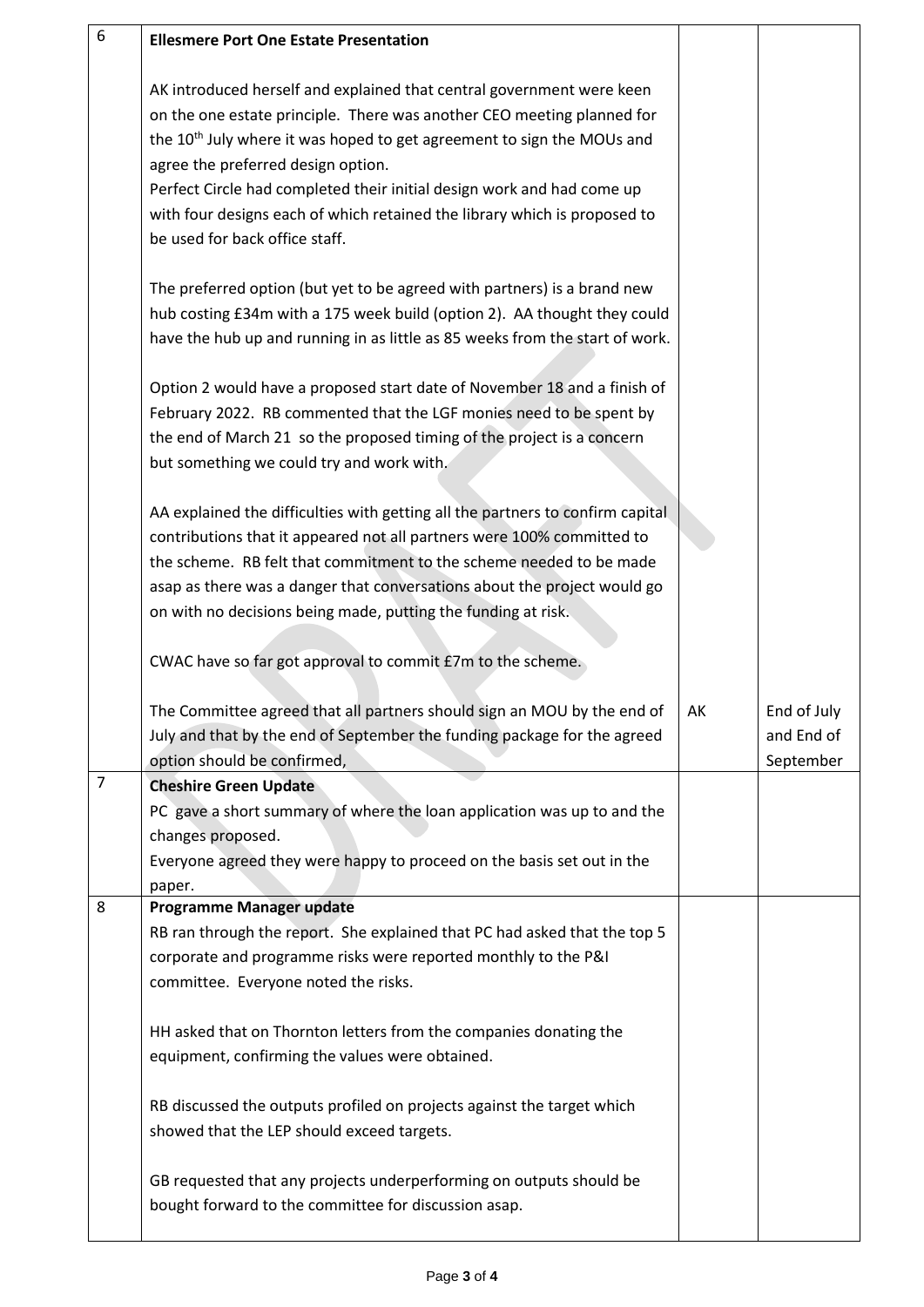| 6 | **Ellesmere Port One Estate Presentation**<br><br>AK introduced herself and explained that central government were keen on the one estate principle. There was another CEO meeting planned for the 10th July where it was hoped to get agreement to sign the MOUs and agree the preferred design option.<br>Perfect Circle had completed their initial design work and had come up with four designs each of which retained the library which is proposed to be used for back office staff.<br><br>The preferred option (but yet to be agreed with partners) is a brand new hub costing £34m with a 175 week build (option 2). AA thought they could have the hub up and running in as little as 85 weeks from the start of work.<br><br>Option 2 would have a proposed start date of November 18 and a finish of February 2022. RB commented that the LGF monies need to be spent by the end of March 21 so the proposed timing of the project is a concern but something we could try and work with.<br><br>AA explained the difficulties with getting all the partners to confirm capital contributions that it appeared not all partners were 100% committed to the scheme. RB felt that commitment to the scheme needed to be made asap as there was a danger that conversations about the project would go on with no decisions being made, putting the funding at risk.<br><br>CWAC have so far got approval to commit £7m to the scheme.<br><br>The Committee agreed that all partners should sign an MOU by the end of July and that by the end of September the funding package for the agreed option should be confirmed, | AK | End of July and End of September |
|---|---|---|---|
| 7 | **Cheshire Green Update**<br>PC gave a short summary of where the loan application was up to and the changes proposed.<br>Everyone agreed they were happy to proceed on the basis set out in the paper. | | |
| 8 | **Programme Manager update**<br>RB ran through the report. She explained that PC had asked that the top 5 corporate and programme risks were reported monthly to the P&I committee. Everyone noted the risks.<br><br>HH asked that on Thornton letters from the companies donating the equipment, confirming the values were obtained.<br><br>RB discussed the outputs profiled on projects against the target which showed that the LEP should exceed targets.<br><br>GB requested that any projects underperforming on outputs should be bought forward to the committee for discussion asap. | | |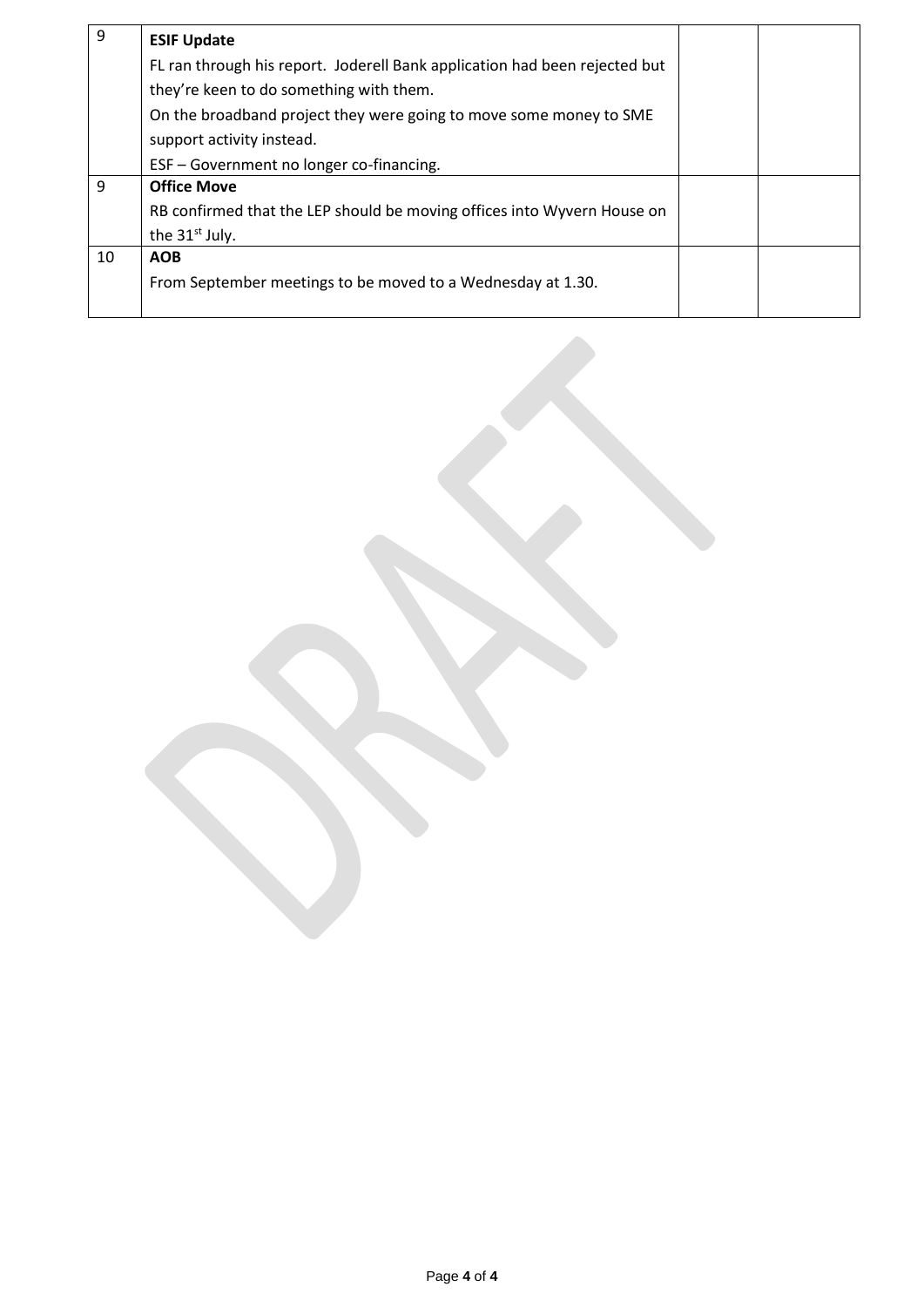| | | | |
|---|---|---|---|
| 9 | **ESIF Update**<br>FL ran through his report. Joderell Bank application had been rejected but they're keen to do something with them.<br>On the broadband project they were going to move some money to SME support activity instead.<br>ESF – Government no longer co-financing. | | |
| 9 | **Office Move**<br>RB confirmed that the LEP should be moving offices into Wyvern House on the 31st July. | | |
| 10 | **AOB**<br>From September meetings to be moved to a Wednesday at 1.30. | | |

DRAFT